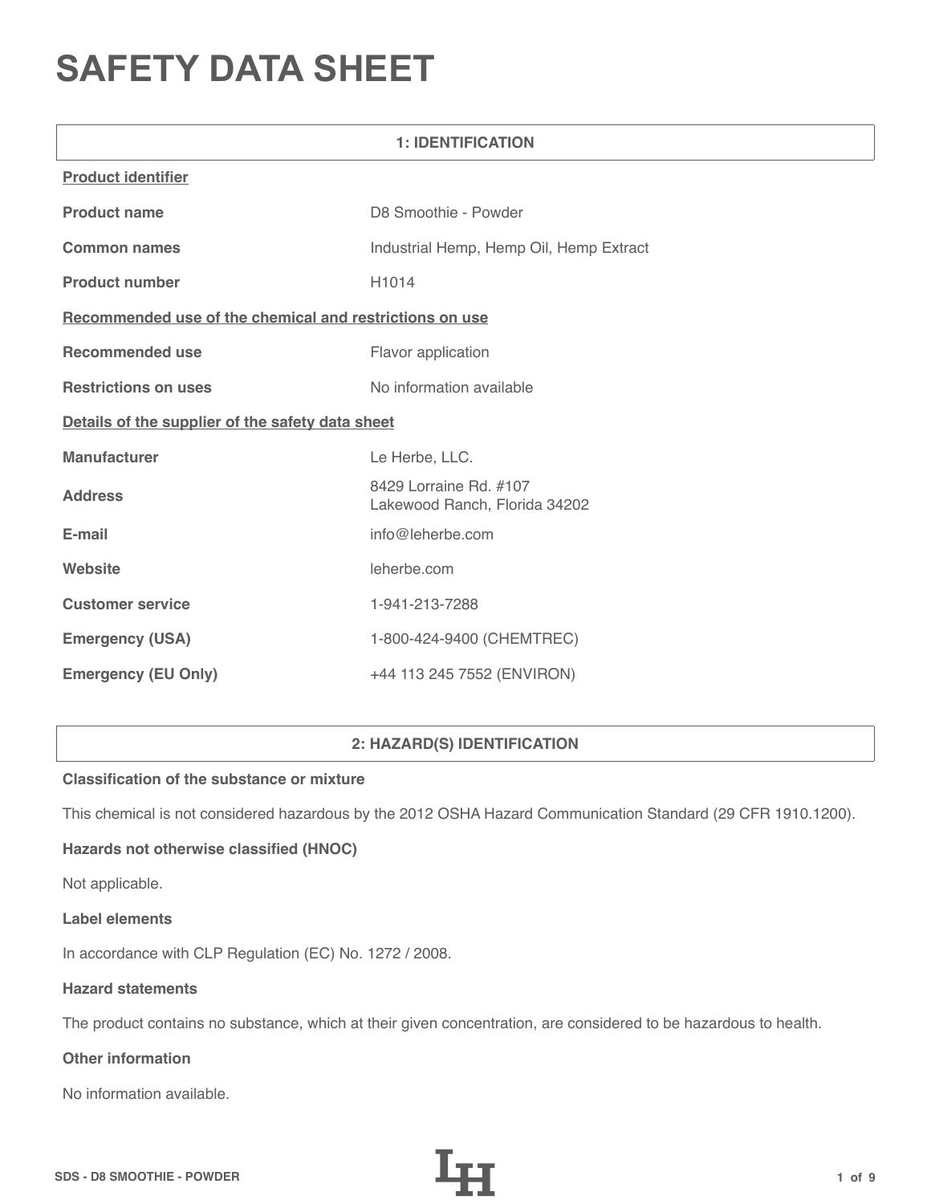# SAFETY DATA SHEET

## 1: IDENTIFICATION

**Product identifier**

| | |
|---|---|
| **Product name** | D8 Smoothie - Powder |
| **Common names** | Industrial Hemp, Hemp Oil, Hemp Extract |
| **Product number** | H1014 |

**Recommended use of the chemical and restrictions on use**

| | |
|---|---|
| **Recommended use** | Flavor application |
| **Restrictions on uses** | No information available |

**Details of the supplier of the safety data sheet**

| | |
|---|---|
| **Manufacturer** | Le Herbe, LLC. |
| **Address** | 8429 Lorraine Rd. #107<br>Lakewood Ranch, Florida 34202 |
| **E-mail** | info@leherbe.com |
| **Website** | leherbe.com |
| **Customer service** | 1-941-213-7288 |
| **Emergency (USA)** | 1-800-424-9400 (CHEMTREC) |
| **Emergency (EU Only)** | +44 113 245 7552 (ENVIRON) |

## 2: HAZARD(S) IDENTIFICATION

**Classification of the substance or mixture**

This chemical is not considered hazardous by the 2012 OSHA Hazard Communication Standard (29 CFR 1910.1200).

**Hazards not otherwise classified (HNOC)**

Not applicable.

**Label elements**

In accordance with CLP Regulation (EC) No. 1272 / 2008.

**Hazard statements**

The product contains no substance, which at their given concentration, are considered to be hazardous to health.

**Other information**

No information available.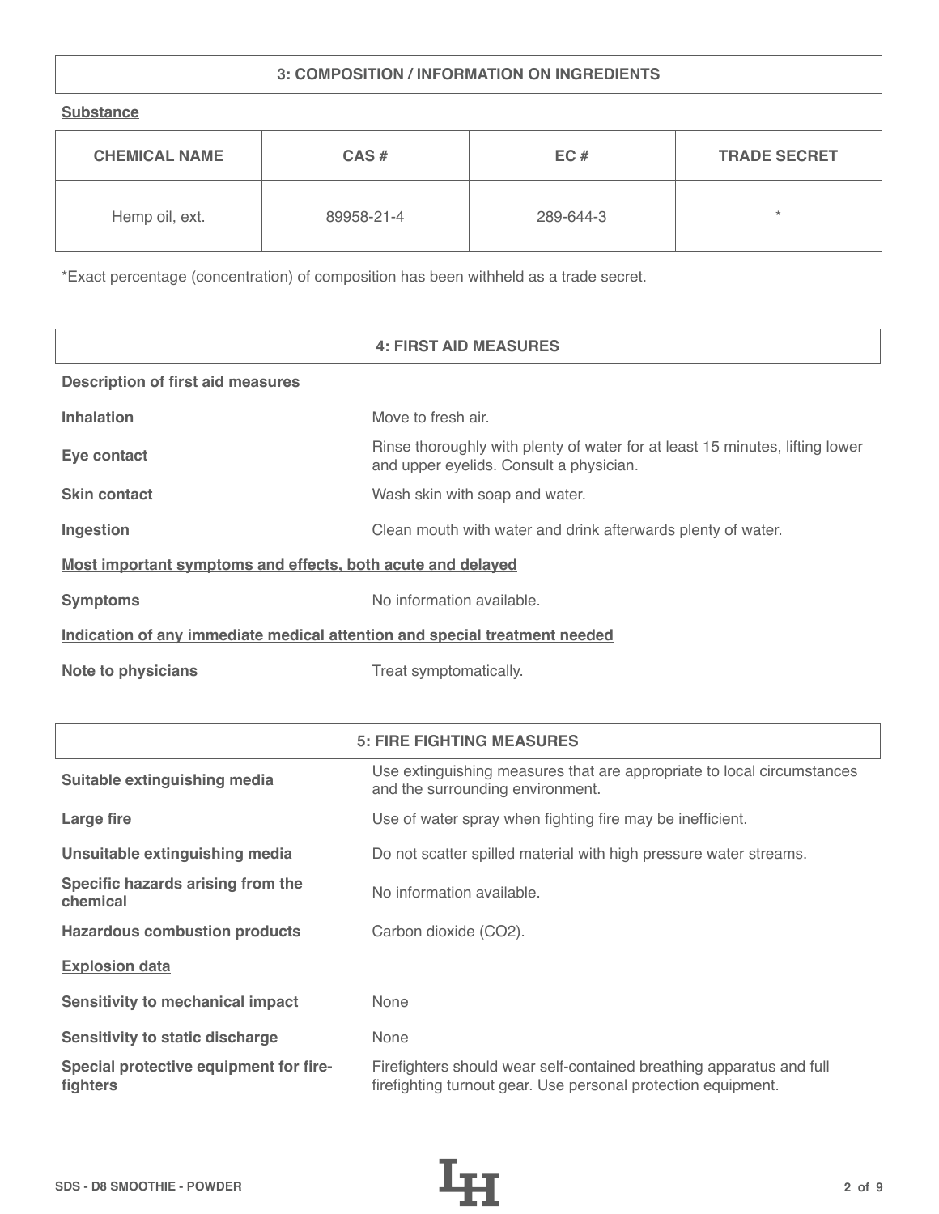## 3: COMPOSITION / INFORMATION ON INGREDIENTS

**Substance**

| CHEMICAL NAME | CAS # | EC # | TRADE SECRET |
| --- | --- | --- | --- |
| Hemp oil, ext. | 89958-21-4 | 289-644-3 | * |

*Exact percentage (concentration) of composition has been withheld as a trade secret.

## 4: FIRST AID MEASURES

**Description of first aid measures**

| | |
| --- | --- |
| **Inhalation** | Move to fresh air. |
| **Eye contact** | Rinse thoroughly with plenty of water for at least 15 minutes, lifting lower and upper eyelids. Consult a physician. |
| **Skin contact** | Wash skin with soap and water. |
| **Ingestion** | Clean mouth with water and drink afterwards plenty of water. |

**Most important symptoms and effects, both acute and delayed**

| | |
| --- | --- |
| **Symptoms** | No information available. |

**Indication of any immediate medical attention and special treatment needed**

| | |
| --- | --- |
| **Note to physicians** | Treat symptomatically. |

## 5: FIRE FIGHTING MEASURES

| | |
| --- | --- |
| **Suitable extinguishing media** | Use extinguishing measures that are appropriate to local circumstances and the surrounding environment. |
| **Large fire** | Use of water spray when fighting fire may be inefficient. |
| **Unsuitable extinguishing media** | Do not scatter spilled material with high pressure water streams. |
| **Specific hazards arising from the chemical** | No information available. |
| **Hazardous combustion products** | Carbon dioxide ($CO_2$). |

**Explosion data**

| | |
| --- | --- |
| **Sensitivity to mechanical impact** | None |
| **Sensitivity to static discharge** | None |
| **Special protective equipment for fire-fighters** | Firefighters should wear self-contained breathing apparatus and full firefighting turnout gear. Use personal protection equipment. |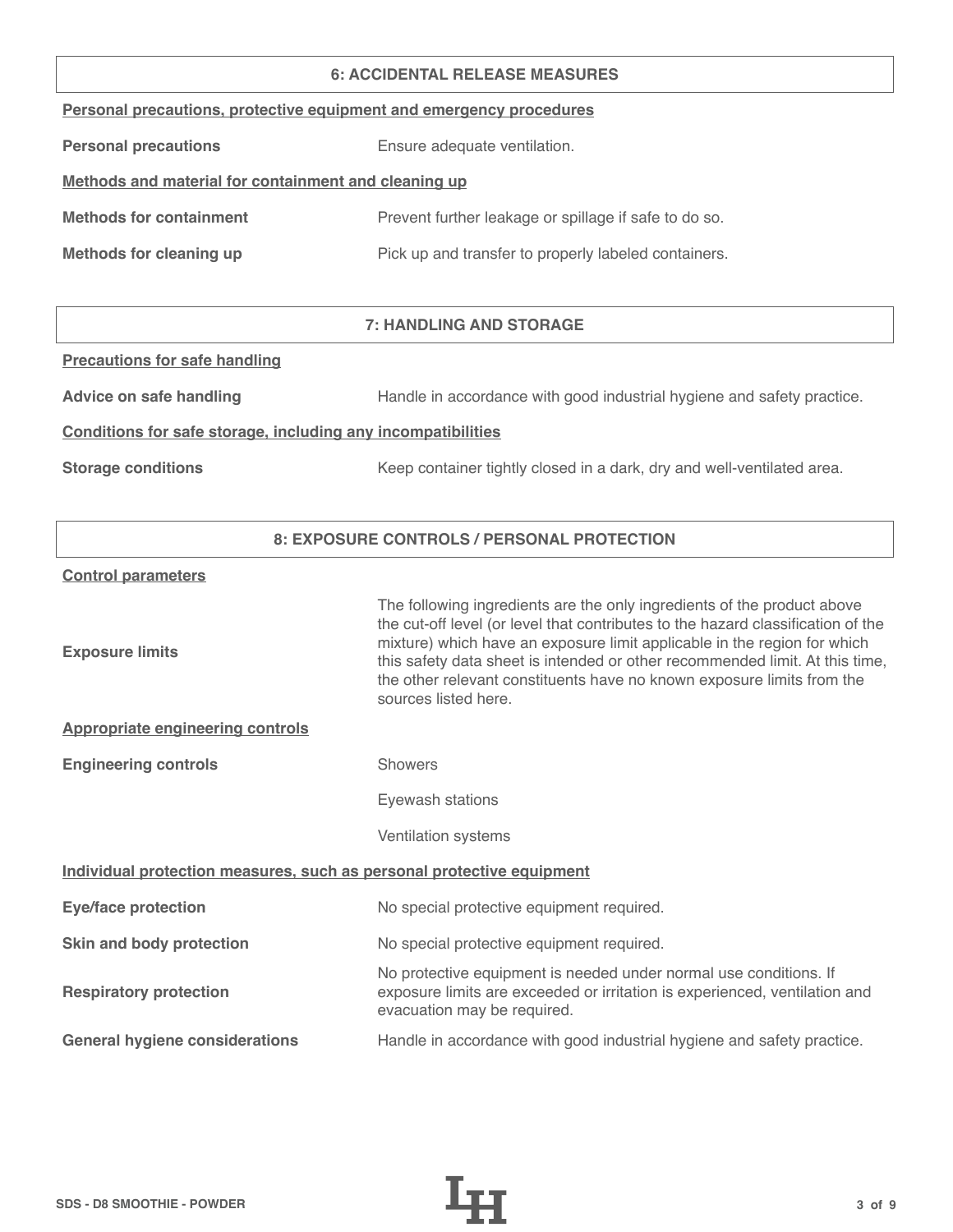## 6: ACCIDENTAL RELEASE MEASURES

**Personal precautions, protective equipment and emergency procedures**

| | |
|---|---|
| **Personal precautions** | Ensure adequate ventilation. |

**Methods and material for containment and cleaning up**

| | |
|---|---|
| **Methods for containment** | Prevent further leakage or spillage if safe to do so. |
| **Methods for cleaning up** | Pick up and transfer to properly labeled containers. |

## 7: HANDLING AND STORAGE

**Precautions for safe handling**

| | |
|---|---|
| **Advice on safe handling** | Handle in accordance with good industrial hygiene and safety practice. |

**Conditions for safe storage, including any incompatibilities**

| | |
|---|---|
| **Storage conditions** | Keep container tightly closed in a dark, dry and well-ventilated area. |

## 8: EXPOSURE CONTROLS / PERSONAL PROTECTION

**Control parameters**

| | |
|---|---|
| **Exposure limits** | The following ingredients are the only ingredients of the product above the cut-off level (or level that contributes to the hazard classification of the mixture) which have an exposure limit applicable in the region for which this safety data sheet is intended or other recommended limit. At this time, the other relevant constituents have no known exposure limits from the sources listed here. |

**Appropriate engineering controls**

| | |
|---|---|
| **Engineering controls** | Showers |
| | Eyewash stations |
| | Ventilation systems |

**Individual protection measures, such as personal protective equipment**

| | |
|---|---|
| **Eye/face protection** | No special protective equipment required. |
| **Skin and body protection** | No special protective equipment required. |
| **Respiratory protection** | No protective equipment is needed under normal use conditions. If exposure limits are exceeded or irritation is experienced, ventilation and evacuation may be required. |
| **General hygiene considerations** | Handle in accordance with good industrial hygiene and safety practice. |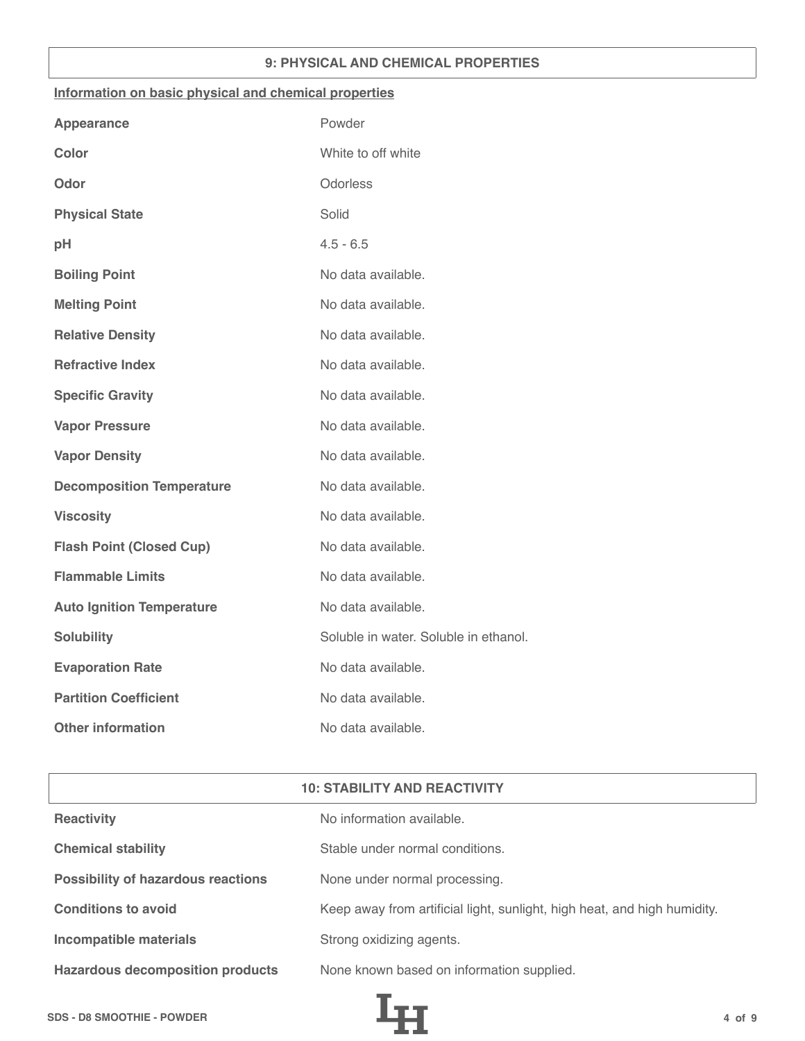## 9: PHYSICAL AND CHEMICAL PROPERTIES

**Information on basic physical and chemical properties**

| | |
|---|---|
| **Appearance** | Powder |
| **Color** | White to off white |
| **Odor** | Odorless |
| **Physical State** | Solid |
| **pH** | 4.5 - 6.5 |
| **Boiling Point** | No data available. |
| **Melting Point** | No data available. |
| **Relative Density** | No data available. |
| **Refractive Index** | No data available. |
| **Specific Gravity** | No data available. |
| **Vapor Pressure** | No data available. |
| **Vapor Density** | No data available. |
| **Decomposition Temperature** | No data available. |
| **Viscosity** | No data available. |
| **Flash Point (Closed Cup)** | No data available. |
| **Flammable Limits** | No data available. |
| **Auto Ignition Temperature** | No data available. |
| **Solubility** | Soluble in water. Soluble in ethanol. |
| **Evaporation Rate** | No data available. |
| **Partition Coefficient** | No data available. |
| **Other information** | No data available. |

## 10: STABILITY AND REACTIVITY

| | |
|---|---|
| **Reactivity** | No information available. |
| **Chemical stability** | Stable under normal conditions. |
| **Possibility of hazardous reactions** | None under normal processing. |
| **Conditions to avoid** | Keep away from artificial light, sunlight, high heat, and high humidity. |
| **Incompatible materials** | Strong oxidizing agents. |
| **Hazardous decomposition products** | None known based on information supplied. |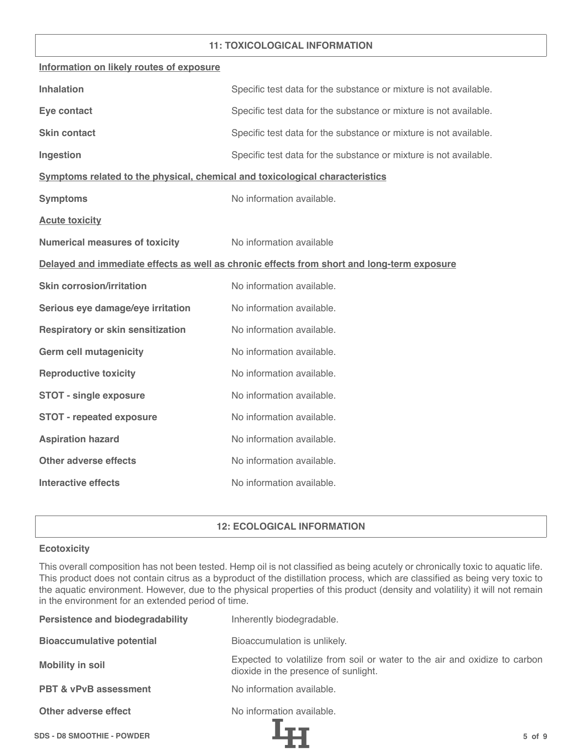## 11: TOXICOLOGICAL INFORMATION

**Information on likely routes of exposure**

| | |
|---|---|
| **Inhalation** | Specific test data for the substance or mixture is not available. |
| **Eye contact** | Specific test data for the substance or mixture is not available. |
| **Skin contact** | Specific test data for the substance or mixture is not available. |
| **Ingestion** | Specific test data for the substance or mixture is not available. |

**Symptoms related to the physical, chemical and toxicological characteristics**

| | |
|---|---|
| **Symptoms** | No information available. |

**Acute toxicity**

| | |
|---|---|
| **Numerical measures of toxicity** | No information available |

**Delayed and immediate effects as well as chronic effects from short and long-term exposure**

| | |
|---|---|
| **Skin corrosion/irritation** | No information available. |
| **Serious eye damage/eye irritation** | No information available. |
| **Respiratory or skin sensitization** | No information available. |
| **Germ cell mutagenicity** | No information available. |
| **Reproductive toxicity** | No information available. |
| **STOT - single exposure** | No information available. |
| **STOT - repeated exposure** | No information available. |
| **Aspiration hazard** | No information available. |
| **Other adverse effects** | No information available. |
| **Interactive effects** | No information available. |

## 12: ECOLOGICAL INFORMATION

**Ecotoxicity**

This overall composition has not been tested. Hemp oil is not classified as being acutely or chronically toxic to aquatic life. This product does not contain citrus as a byproduct of the distillation process, which are classified as being very toxic to the aquatic environment. However, due to the physical properties of this product (density and volatility) it will not remain in the environment for an extended period of time.

| | |
|---|---|
| **Persistence and biodegradability** | Inherently biodegradable. |
| **Bioaccumulative potential** | Bioaccumulation is unlikely. |
| **Mobility in soil** | Expected to volatilize from soil or water to the air and oxidize to carbon dioxide in the presence of sunlight. |
| **PBT & vPvB assessment** | No information available. |
| **Other adverse effect** | No information available. |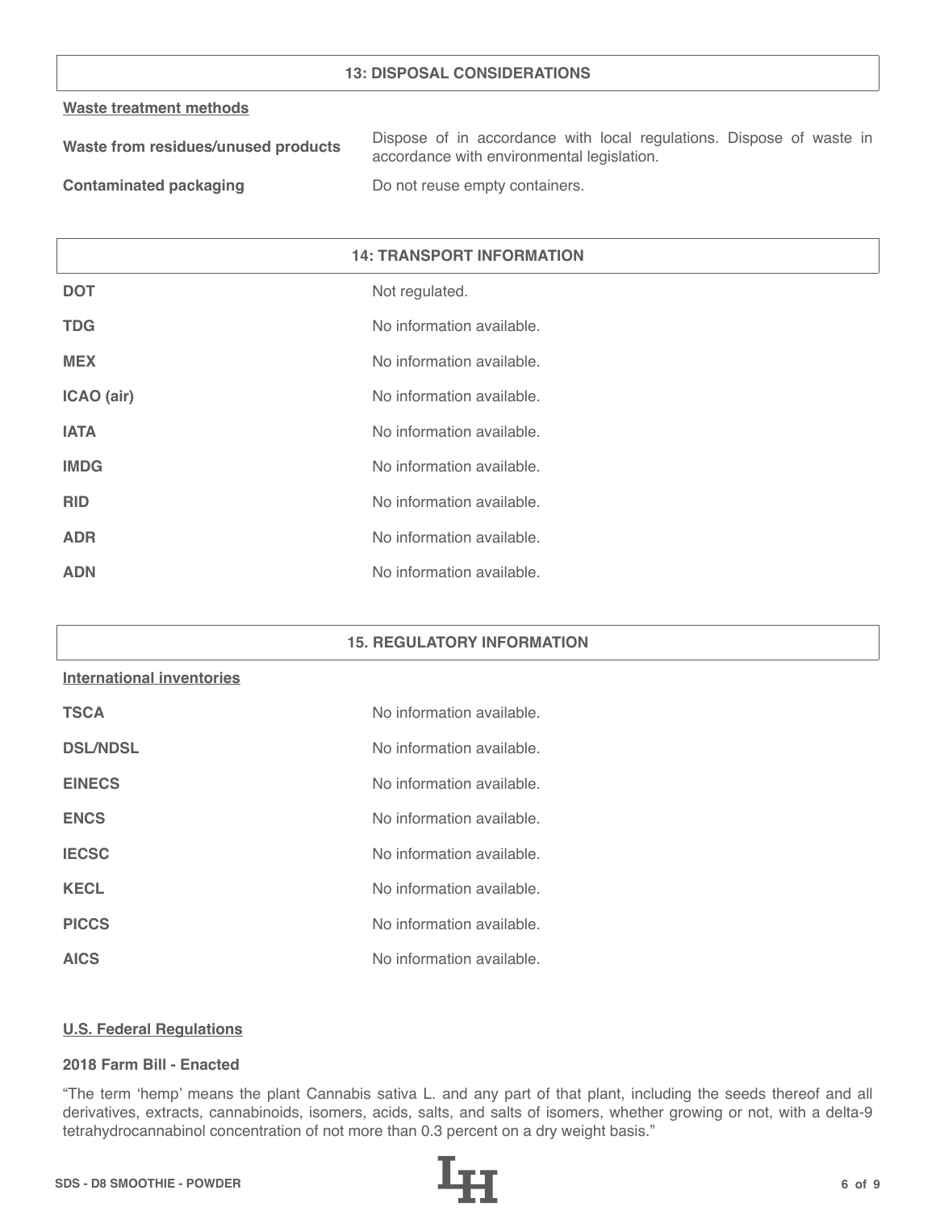## 13: DISPOSAL CONSIDERATIONS

**Waste treatment methods**

| | |
|---|---|
| **Waste from residues/unused products** | Dispose of in accordance with local regulations. Dispose of waste in accordance with environmental legislation. |
| **Contaminated packaging** | Do not reuse empty containers. |

## 14: TRANSPORT INFORMATION

| | |
|---|---|
| **DOT** | Not regulated. |
| **TDG** | No information available. |
| **MEX** | No information available. |
| **ICAO (air)** | No information available. |
| **IATA** | No information available. |
| **IMDG** | No information available. |
| **RID** | No information available. |
| **ADR** | No information available. |
| **ADN** | No information available. |

## 15. REGULATORY INFORMATION

**International inventories**

| | |
|---|---|
| **TSCA** | No information available. |
| **DSL/NDSL** | No information available. |
| **EINECS** | No information available. |
| **ENCS** | No information available. |
| **IECSC** | No information available. |
| **KECL** | No information available. |
| **PICCS** | No information available. |
| **AICS** | No information available. |

**U.S. Federal Regulations**

**2018 Farm Bill - Enacted**

“The term ‘hemp’ means the plant Cannabis sativa L. and any part of that plant, including the seeds thereof and all derivatives, extracts, cannabinoids, isomers, acids, salts, and salts of isomers, whether growing or not, with a delta-9 tetrahydrocannabinol concentration of not more than 0.3 percent on a dry weight basis.”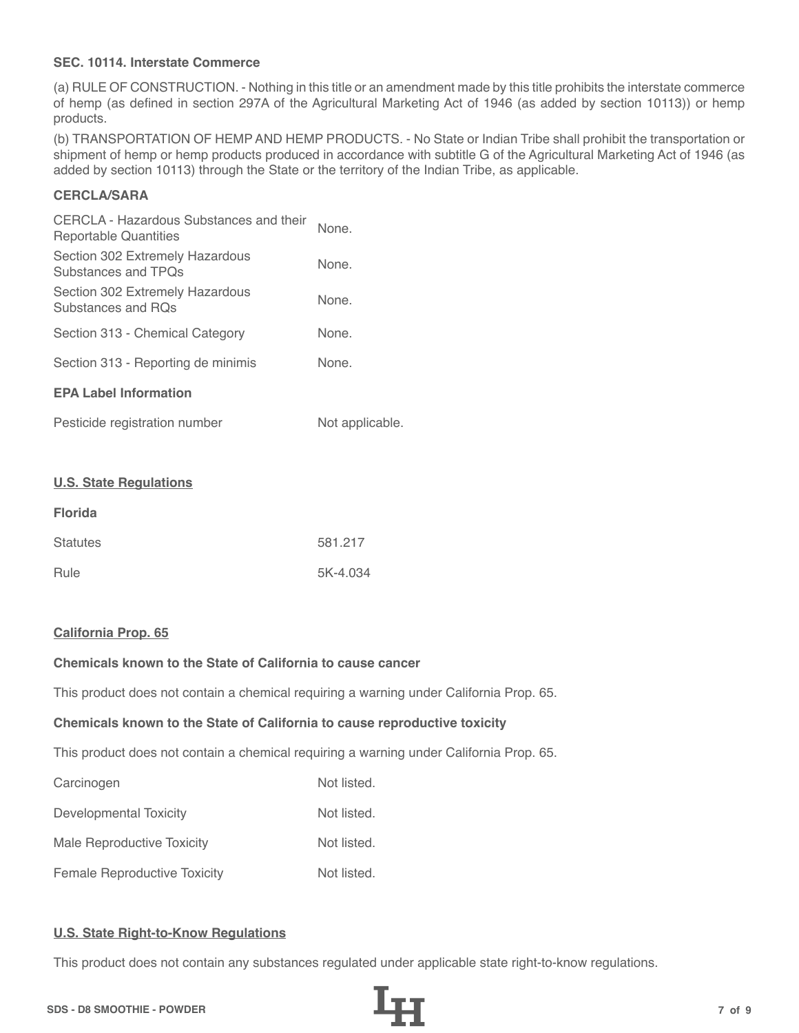**SEC. 10114. Interstate Commerce**

(a) RULE OF CONSTRUCTION. - Nothing in this title or an amendment made by this title prohibits the interstate commerce of hemp (as defined in section 297A of the Agricultural Marketing Act of 1946 (as added by section 10113)) or hemp products.

(b) TRANSPORTATION OF HEMP AND HEMP PRODUCTS. - No State or Indian Tribe shall prohibit the transportation or shipment of hemp or hemp products produced in accordance with subtitle G of the Agricultural Marketing Act of 1946 (as added by section 10113) through the State or the territory of the Indian Tribe, as applicable.

**CERCLA/SARA**

| | |
|---|---|
| CERCLA - Hazardous Substances and their Reportable Quantities | None. |
| Section 302 Extremely Hazardous Substances and TPQs | None. |
| Section 302 Extremely Hazardous Substances and RQs | None. |
| Section 313 - Chemical Category | None. |
| Section 313 - Reporting de minimis | None. |

**EPA Label Information**

| | |
|---|---|
| Pesticide registration number | Not applicable. |

## U.S. State Regulations

**Florida**

| | |
|---|---|
| Statutes | 581.217 |
| Rule | 5K-4.034 |

## California Prop. 65

**Chemicals known to the State of California to cause cancer**

This product does not contain a chemical requiring a warning under California Prop. 65.

**Chemicals known to the State of California to cause reproductive toxicity**

This product does not contain a chemical requiring a warning under California Prop. 65.

| | |
|---|---|
| Carcinogen | Not listed. |
| Developmental Toxicity | Not listed. |
| Male Reproductive Toxicity | Not listed. |
| Female Reproductive Toxicity | Not listed. |

## U.S. State Right-to-Know Regulations

This product does not contain any substances regulated under applicable state right-to-know regulations.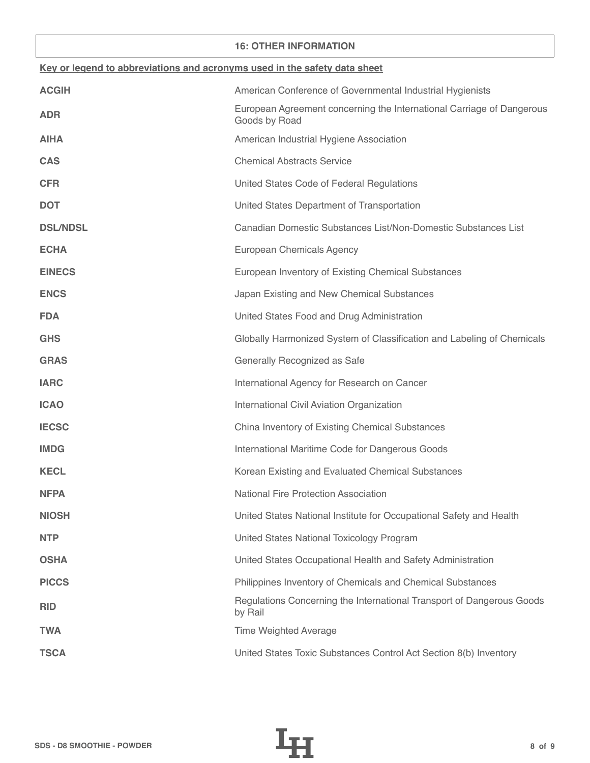## 16: OTHER INFORMATION

**Key or legend to abbreviations and acronyms used in the safety data sheet**

| | |
|---|---|
| **ACGIH** | American Conference of Governmental Industrial Hygienists |
| **ADR** | European Agreement concerning the International Carriage of Dangerous Goods by Road |
| **AIHA** | American Industrial Hygiene Association |
| **CAS** | Chemical Abstracts Service |
| **CFR** | United States Code of Federal Regulations |
| **DOT** | United States Department of Transportation |
| **DSL/NDSL** | Canadian Domestic Substances List/Non-Domestic Substances List |
| **ECHA** | European Chemicals Agency |
| **EINECS** | European Inventory of Existing Chemical Substances |
| **ENCS** | Japan Existing and New Chemical Substances |
| **FDA** | United States Food and Drug Administration |
| **GHS** | Globally Harmonized System of Classification and Labeling of Chemicals |
| **GRAS** | Generally Recognized as Safe |
| **IARC** | International Agency for Research on Cancer |
| **ICAO** | International Civil Aviation Organization |
| **IECSC** | China Inventory of Existing Chemical Substances |
| **IMDG** | International Maritime Code for Dangerous Goods |
| **KECL** | Korean Existing and Evaluated Chemical Substances |
| **NFPA** | National Fire Protection Association |
| **NIOSH** | United States National Institute for Occupational Safety and Health |
| **NTP** | United States National Toxicology Program |
| **OSHA** | United States Occupational Health and Safety Administration |
| **PICCS** | Philippines Inventory of Chemicals and Chemical Substances |
| **RID** | Regulations Concerning the International Transport of Dangerous Goods by Rail |
| **TWA** | Time Weighted Average |
| **TSCA** | United States Toxic Substances Control Act Section 8(b) Inventory |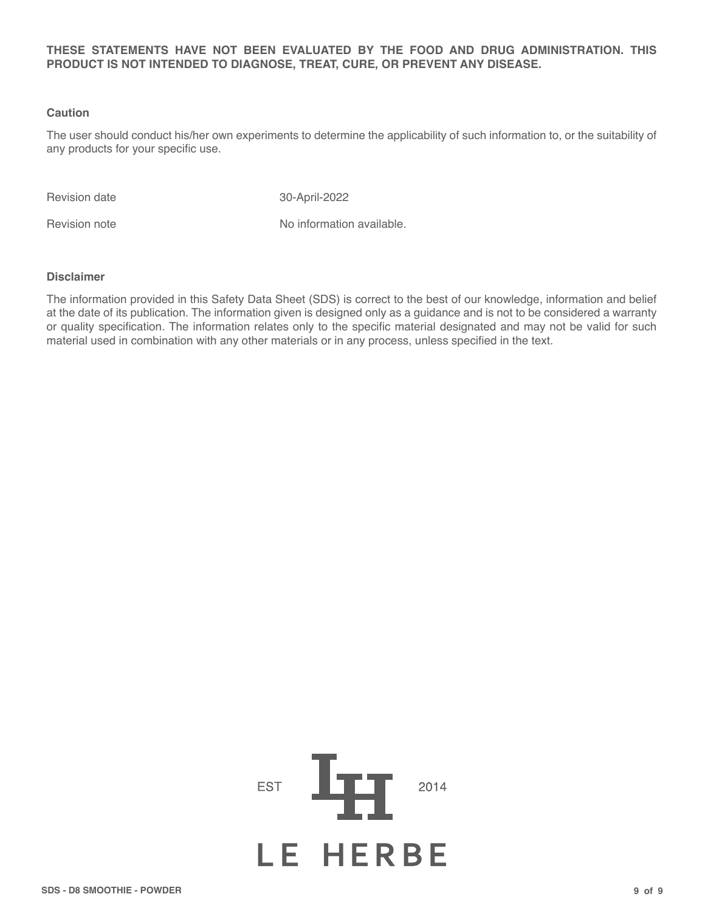**THESE STATEMENTS HAVE NOT BEEN EVALUATED BY THE FOOD AND DRUG ADMINISTRATION. THIS PRODUCT IS NOT INTENDED TO DIAGNOSE, TREAT, CURE, OR PREVENT ANY DISEASE.**

### Caution

The user should conduct his/her own experiments to determine the applicability of such information to, or the suitability of any products for your specific use.

| | |
|---|---|
| Revision date | 30-April-2022 |
| Revision note | No information available. |

### Disclaimer

The information provided in this Safety Data Sheet (SDS) is correct to the best of our knowledge, information and belief at the date of its publication. The information given is designed only as a guidance and is not to be considered a warranty or quality specification. The information relates only to the specific material designated and may not be valid for such material used in combination with any other materials or in any process, unless specified in the text.

EST LH 2014

LE HERBE